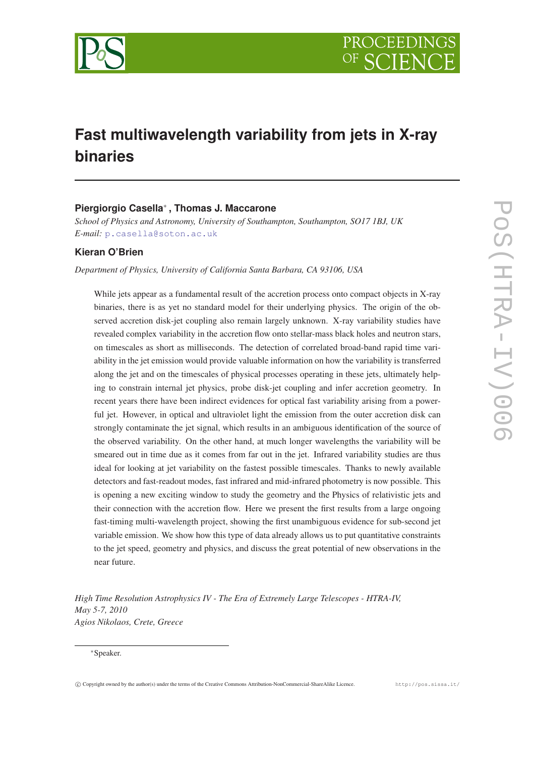# Fast multiwavelength variability from jets in X-ray binaries

**Piergiorgio Casella***, **Thomas J. Maccarone**

*School of Physics and Astronomy, University of Southampton, Southampton, SO17 1BJ, UK*
*E-mail:* p.casella@soton.ac.uk

**Kieran O'Brien**

*Department of Physics, University of California Santa Barbara, CA 93106, USA*

While jets appear as a fundamental result of the accretion process onto compact objects in X-ray binaries, there is as yet no standard model for their underlying physics. The origin of the observed accretion disk-jet coupling also remain largely unknown. X-ray variability studies have revealed complex variability in the accretion flow onto stellar-mass black holes and neutron stars, on timescales as short as milliseconds. The detection of correlated broad-band rapid time variability in the jet emission would provide valuable information on how the variability is transferred along the jet and on the timescales of physical processes operating in these jets, ultimately helping to constrain internal jet physics, probe disk-jet coupling and infer accretion geometry. In recent years there have been indirect evidences for optical fast variability arising from a powerful jet. However, in optical and ultraviolet light the emission from the outer accretion disk can strongly contaminate the jet signal, which results in an ambiguous identification of the source of the observed variability. On the other hand, at much longer wavelengths the variability will be smeared out in time due as it comes from far out in the jet. Infrared variability studies are thus ideal for looking at jet variability on the fastest possible timescales. Thanks to newly available detectors and fast-readout modes, fast infrared and mid-infrared photometry is now possible. This is opening a new exciting window to study the geometry and the Physics of relativistic jets and their connection with the accretion flow. Here we present the first results from a large ongoing fast-timing multi-wavelength project, showing the first unambiguous evidence for sub-second jet variable emission. We show how this type of data already allows us to put quantitative constraints to the jet speed, geometry and physics, and discuss the great potential of new observations in the near future.

*High Time Resolution Astrophysics IV - The Era of Extremely Large Telescopes - HTRA-IV,*
*May 5-7, 2010*
*Agios Nikolaos, Crete, Greece*

*Speaker.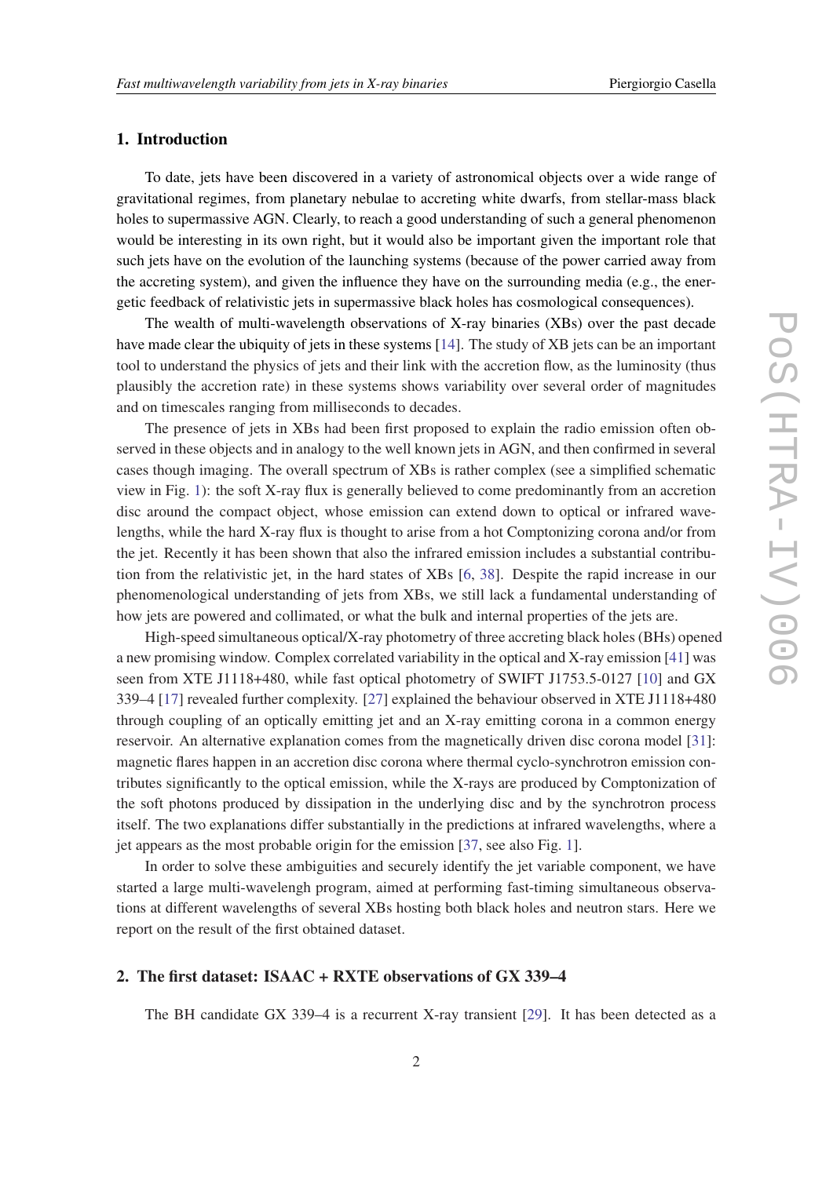## 1. Introduction

To date, jets have been discovered in a variety of astronomical objects over a wide range of gravitational regimes, from planetary nebulae to accreting white dwarfs, from stellar-mass black holes to supermassive AGN. Clearly, to reach a good understanding of such a general phenomenon would be interesting in its own right, but it would also be important given the important role that such jets have on the evolution of the launching systems (because of the power carried away from the accreting system), and given the influence they have on the surrounding media (e.g., the energetic feedback of relativistic jets in supermassive black holes has cosmological consequences).

The wealth of multi-wavelength observations of X-ray binaries (XBs) over the past decade have made clear the ubiquity of jets in these systems [14]. The study of XB jets can be an important tool to understand the physics of jets and their link with the accretion flow, as the luminosity (thus plausibly the accretion rate) in these systems shows variability over several order of magnitudes and on timescales ranging from milliseconds to decades.

The presence of jets in XBs had been first proposed to explain the radio emission often observed in these objects and in analogy to the well known jets in AGN, and then confirmed in several cases though imaging. The overall spectrum of XBs is rather complex (see a simplified schematic view in Fig. 1): the soft X-ray flux is generally believed to come predominantly from an accretion disc around the compact object, whose emission can extend down to optical or infrared wavelengths, while the hard X-ray flux is thought to arise from a hot Comptonizing corona and/or from the jet. Recently it has been shown that also the infrared emission includes a substantial contribution from the relativistic jet, in the hard states of XBs [6, 38]. Despite the rapid increase in our phenomenological understanding of jets from XBs, we still lack a fundamental understanding of how jets are powered and collimated, or what the bulk and internal properties of the jets are.

High-speed simultaneous optical/X-ray photometry of three accreting black holes (BHs) opened a new promising window. Complex correlated variability in the optical and X-ray emission [41] was seen from XTE J1118+480, while fast optical photometry of SWIFT J1753.5-0127 [10] and GX 339–4 [17] revealed further complexity. [27] explained the behaviour observed in XTE J1118+480 through coupling of an optically emitting jet and an X-ray emitting corona in a common energy reservoir. An alternative explanation comes from the magnetically driven disc corona model [31]: magnetic flares happen in an accretion disc corona where thermal cyclo-synchrotron emission contributes significantly to the optical emission, while the X-rays are produced by Comptonization of the soft photons produced by dissipation in the underlying disc and by the synchrotron process itself. The two explanations differ substantially in the predictions at infrared wavelengths, where a jet appears as the most probable origin for the emission [37, see also Fig. 1].

In order to solve these ambiguities and securely identify the jet variable component, we have started a large multi-wavelengh program, aimed at performing fast-timing simultaneous observations at different wavelengths of several XBs hosting both black holes and neutron stars. Here we report on the result of the first obtained dataset.

## 2. The first dataset: ISAAC + RXTE observations of GX 339–4

The BH candidate GX 339–4 is a recurrent X-ray transient [29]. It has been detected as a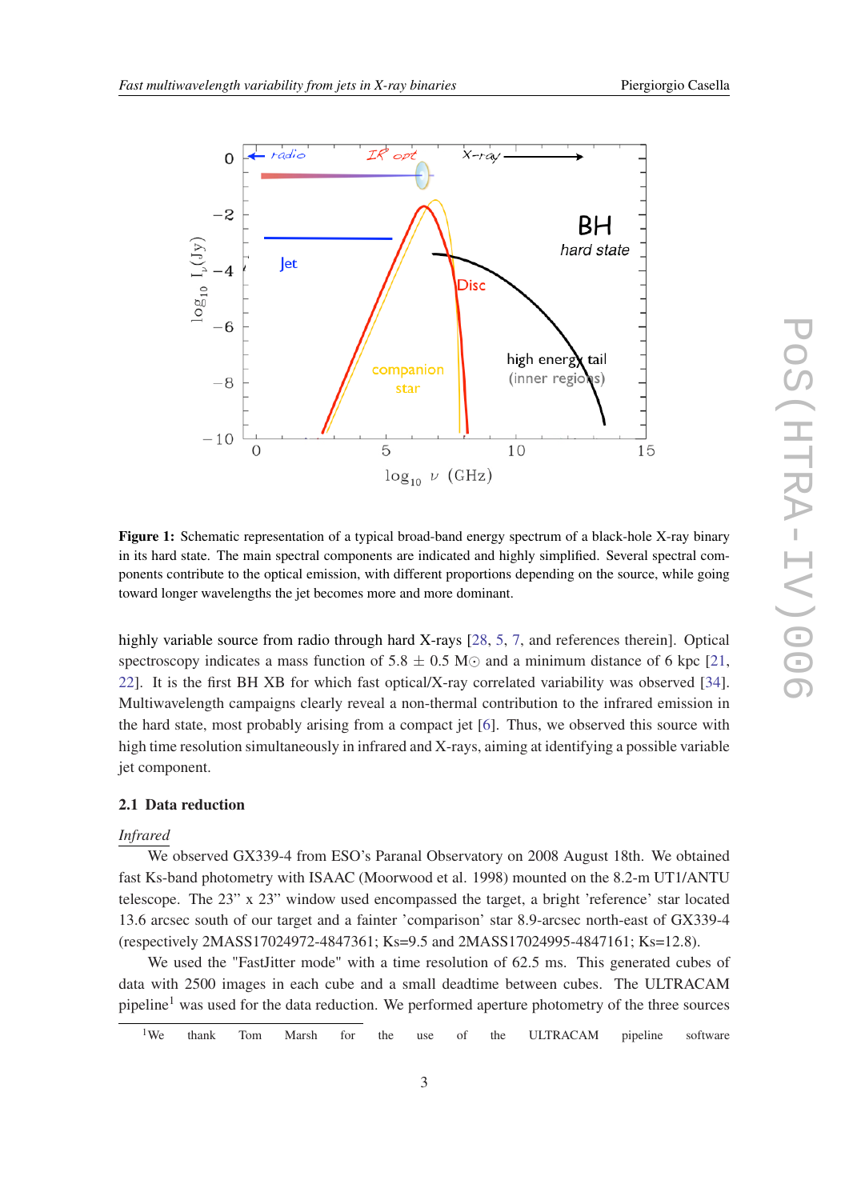**Figure 1:** Schematic representation of a typical broad-band energy spectrum of a black-hole X-ray binary in its hard state. The main spectral components are indicated and highly simplified. Several spectral components contribute to the optical emission, with different proportions depending on the source, while going toward longer wavelengths the jet becomes more and more dominant.

highly variable source from radio through hard X-rays [28, 5, 7, and references therein]. Optical spectroscopy indicates a mass function of 5.8 $\pm$ 0.5 M$\odot$ and a minimum distance of 6 kpc [21, 22]. It is the first BH XB for which fast optical/X-ray correlated variability was observed [34]. Multiwavelength campaigns clearly reveal a non-thermal contribution to the infrared emission in the hard state, most probably arising from a compact jet [6]. Thus, we observed this source with high time resolution simultaneously in infrared and X-rays, aiming at identifying a possible variable jet component.

### 2.1 Data reduction

*Infrared*

We observed GX339-4 from ESO's Paranal Observatory on 2008 August 18th. We obtained fast Ks-band photometry with ISAAC (Moorwood et al. 1998) mounted on the 8.2-m UT1/ANTU telescope. The 23" x 23" window used encompassed the target, a bright 'reference' star located 13.6 arcsec south of our target and a fainter 'comparison' star 8.9-arcsec north-east of GX339-4 (respectively 2MASS17024972-4847361; Ks=9.5 and 2MASS17024995-4847161; Ks=12.8).

We used the "FastJitter mode" with a time resolution of 62.5 ms. This generated cubes of data with 2500 images in each cube and a small deadtime between cubes. The ULTRACAM pipeline[1] was used for the data reduction. We performed aperture photometry of the three sources

[1] We thank Tom Marsh for the use of the ULTRACAM pipeline software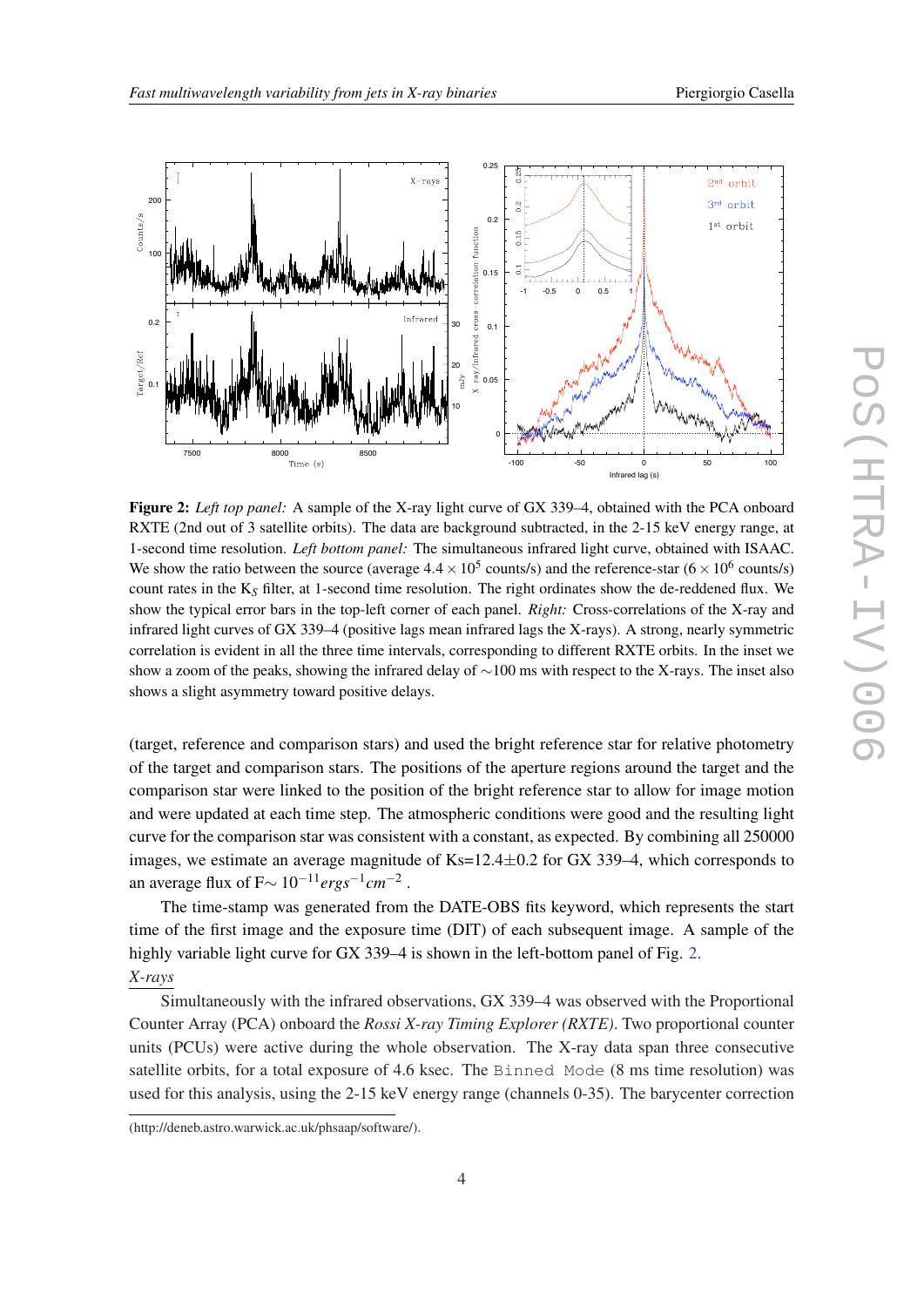**Figure 2:** *Left top panel:* A sample of the X-ray light curve of GX 339–4, obtained with the PCA onboard RXTE (2nd out of 3 satellite orbits). The data are background subtracted, in the 2-15 keV energy range, at 1-second time resolution. *Left bottom panel:* The simultaneous infrared light curve, obtained with ISAAC. We show the ratio between the source (average $4.4 \times 10^5$ counts/s) and the reference-star ($6 \times 10^6$ counts/s) count rates in the $K_S$ filter, at 1-second time resolution. The right ordinates show the de-reddened flux. We show the typical error bars in the top-left corner of each panel. *Right:* Cross-correlations of the X-ray and infrared light curves of GX 339–4 (positive lags mean infrared lags the X-rays). A strong, nearly symmetric correlation is evident in all the three time intervals, corresponding to different RXTE orbits. In the inset we show a zoom of the peaks, showing the infrared delay of ∼100 ms with respect to the X-rays. The inset also shows a slight asymmetry toward positive delays.

(target, reference and comparison stars) and used the bright reference star for relative photometry of the target and comparison stars. The positions of the aperture regions around the target and the comparison star were linked to the position of the bright reference star to allow for image motion and were updated at each time step. The atmospheric conditions were good and the resulting light curve for the comparison star was consistent with a constant, as expected. By combining all 250000 images, we estimate an average magnitude of Ks=12.4±0.2 for GX 339–4, which corresponds to an average flux of F$\sim 10^{-11} ergs^{-1} cm^{-2}$ .

The time-stamp was generated from the DATE-OBS fits keyword, which represents the start time of the first image and the exposure time (DIT) of each subsequent image. A sample of the highly variable light curve for GX 339–4 is shown in the left-bottom panel of Fig. 2.

*X-rays*

Simultaneously with the infrared observations, GX 339–4 was observed with the Proportional Counter Array (PCA) onboard the *Rossi X-ray Timing Explorer (RXTE)*. Two proportional counter units (PCUs) were active during the whole observation. The X-ray data span three consecutive satellite orbits, for a total exposure of 4.6 ksec. The `Binned Mode` (8 ms time resolution) was used for this analysis, using the 2-15 keV energy range (channels 0-35). The barycenter correction

(http://deneb.astro.warwick.ac.uk/phsaap/software/).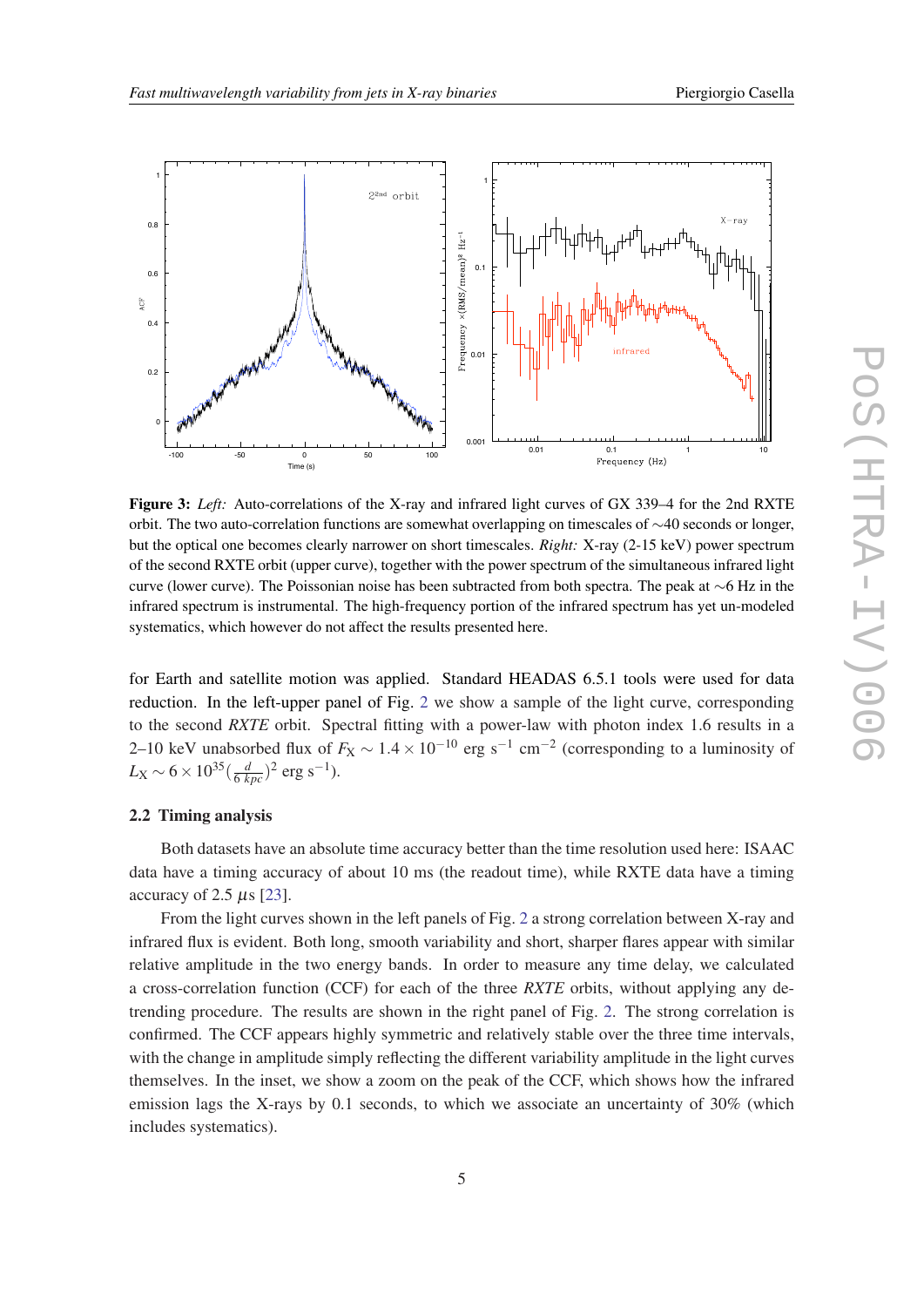**Figure 3:** *Left:* Auto-correlations of the X-ray and infrared light curves of GX 339–4 for the 2nd RXTE orbit. The two auto-correlation functions are somewhat overlapping on timescales of ∼40 seconds or longer, but the optical one becomes clearly narrower on short timescales. *Right:* X-ray (2-15 keV) power spectrum of the second RXTE orbit (upper curve), together with the power spectrum of the simultaneous infrared light curve (lower curve). The Poissonian noise has been subtracted from both spectra. The peak at ∼6 Hz in the infrared spectrum is instrumental. The high-frequency portion of the infrared spectrum has yet un-modeled systematics, which however do not affect the results presented here.

for Earth and satellite motion was applied. Standard HEADAS 6.5.1 tools were used for data reduction. In the left-upper panel of Fig. 2 we show a sample of the light curve, corresponding to the second *RXTE* orbit. Spectral fitting with a power-law with photon index 1.6 results in a 2–10 keV unabsorbed flux of $F_X \sim 1.4 \times 10^{-10}$ erg s$^{-1}$ cm$^{-2}$ (corresponding to a luminosity of $L_X \sim 6 \times 10^{35} (\frac{d}{6\,kpc})^2$ erg s$^{-1}$).

### 2.2 Timing analysis

Both datasets have an absolute time accuracy better than the time resolution used here: ISAAC data have a timing accuracy of about 10 ms (the readout time), while RXTE data have a timing accuracy of 2.5 $\mu$s [23].

From the light curves shown in the left panels of Fig. 2 a strong correlation between X-ray and infrared flux is evident. Both long, smooth variability and short, sharper flares appear with similar relative amplitude in the two energy bands. In order to measure any time delay, we calculated a cross-correlation function (CCF) for each of the three *RXTE* orbits, without applying any de-trending procedure. The results are shown in the right panel of Fig. 2. The strong correlation is confirmed. The CCF appears highly symmetric and relatively stable over the three time intervals, with the change in amplitude simply reflecting the different variability amplitude in the light curves themselves. In the inset, we show a zoom on the peak of the CCF, which shows how the infrared emission lags the X-rays by 0.1 seconds, to which we associate an uncertainty of 30% (which includes systematics).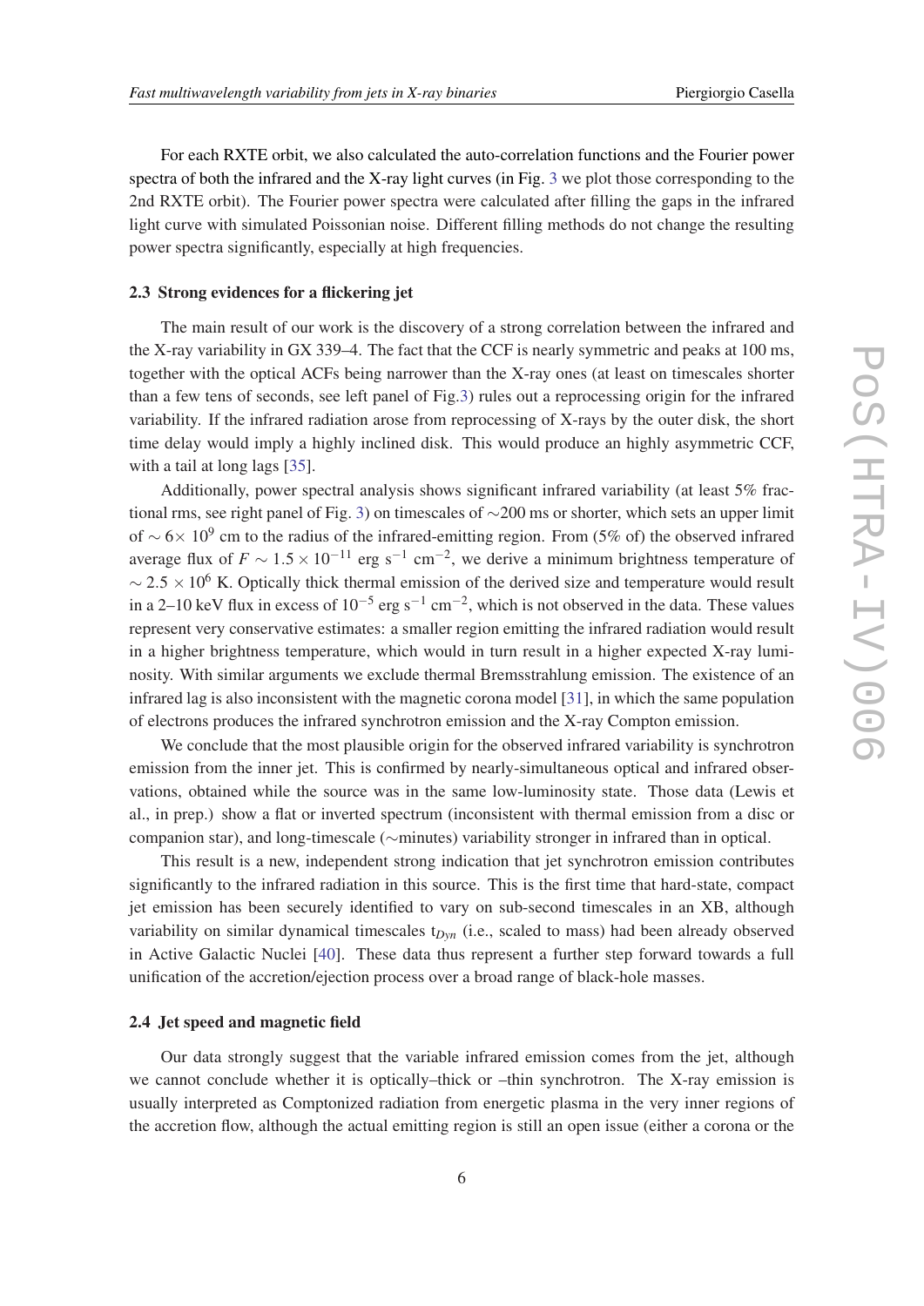For each RXTE orbit, we also calculated the auto-correlation functions and the Fourier power spectra of both the infrared and the X-ray light curves (in Fig. 3 we plot those corresponding to the 2nd RXTE orbit). The Fourier power spectra were calculated after filling the gaps in the infrared light curve with simulated Poissonian noise. Different filling methods do not change the resulting power spectra significantly, especially at high frequencies.

### 2.3 Strong evidences for a flickering jet

The main result of our work is the discovery of a strong correlation between the infrared and the X-ray variability in GX 339–4. The fact that the CCF is nearly symmetric and peaks at 100 ms, together with the optical ACFs being narrower than the X-ray ones (at least on timescales shorter than a few tens of seconds, see left panel of Fig.3) rules out a reprocessing origin for the infrared variability. If the infrared radiation arose from reprocessing of X-rays by the outer disk, the short time delay would imply a highly inclined disk. This would produce an highly asymmetric CCF, with a tail at long lags [35].

Additionally, power spectral analysis shows significant infrared variability (at least 5% fractional rms, see right panel of Fig. 3) on timescales of $\sim$200 ms or shorter, which sets an upper limit of $\sim 6\times 10^{9}$ cm to the radius of the infrared-emitting region. From (5% of) the observed infrared average flux of $F \sim 1.5\times10^{-11}$ erg s$^{-1}$ cm$^{-2}$, we derive a minimum brightness temperature of $\sim 2.5\times10^{6}$ K. Optically thick thermal emission of the derived size and temperature would result in a 2–10 keV flux in excess of $10^{-5}$ erg s$^{-1}$ cm$^{-2}$, which is not observed in the data. These values represent very conservative estimates: a smaller region emitting the infrared radiation would result in a higher brightness temperature, which would in turn result in a higher expected X-ray luminosity. With similar arguments we exclude thermal Bremsstrahlung emission. The existence of an infrared lag is also inconsistent with the magnetic corona model [31], in which the same population of electrons produces the infrared synchrotron emission and the X-ray Compton emission.

We conclude that the most plausible origin for the observed infrared variability is synchrotron emission from the inner jet. This is confirmed by nearly-simultaneous optical and infrared observations, obtained while the source was in the same low-luminosity state. Those data (Lewis et al., in prep.) show a flat or inverted spectrum (inconsistent with thermal emission from a disc or companion star), and long-timescale ($\sim$minutes) variability stronger in infrared than in optical.

This result is a new, independent strong indication that jet synchrotron emission contributes significantly to the infrared radiation in this source. This is the first time that hard-state, compact jet emission has been securely identified to vary on sub-second timescales in an XB, although variability on similar dynamical timescales $t_{Dyn}$ (i.e., scaled to mass) had been already observed in Active Galactic Nuclei [40]. These data thus represent a further step forward towards a full unification of the accretion/ejection process over a broad range of black-hole masses.

### 2.4 Jet speed and magnetic field

Our data strongly suggest that the variable infrared emission comes from the jet, although we cannot conclude whether it is optically–thick or –thin synchrotron. The X-ray emission is usually interpreted as Comptonized radiation from energetic plasma in the very inner regions of the accretion flow, although the actual emitting region is still an open issue (either a corona or the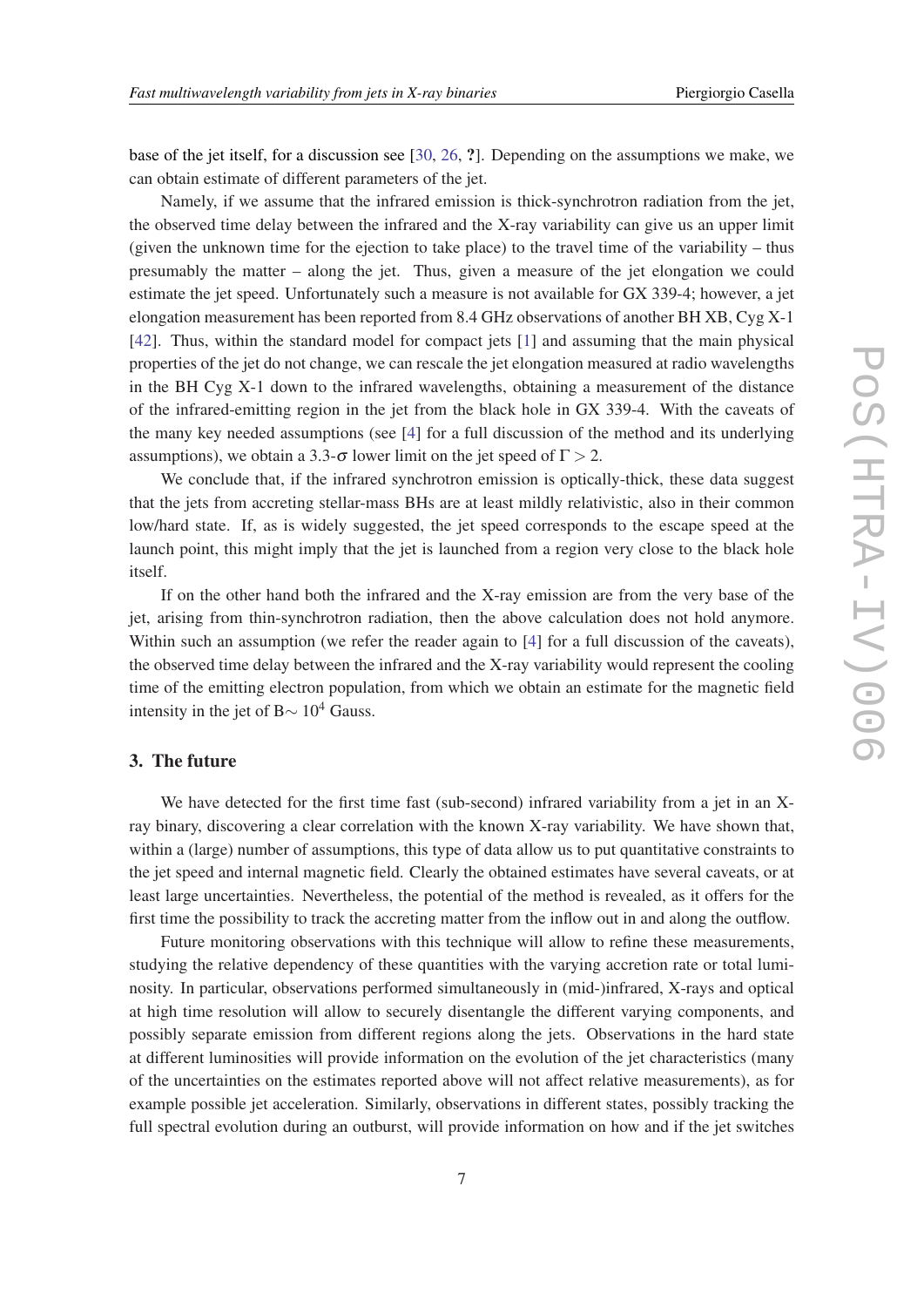base of the jet itself, for a discussion see [30, 26, **?**]. Depending on the assumptions we make, we can obtain estimate of different parameters of the jet.

Namely, if we assume that the infrared emission is thick-synchrotron radiation from the jet, the observed time delay between the infrared and the X-ray variability can give us an upper limit (given the unknown time for the ejection to take place) to the travel time of the variability – thus presumably the matter – along the jet. Thus, given a measure of the jet elongation we could estimate the jet speed. Unfortunately such a measure is not available for GX 339-4; however, a jet elongation measurement has been reported from 8.4 GHz observations of another BH XB, Cyg X-1 [42]. Thus, within the standard model for compact jets [1] and assuming that the main physical properties of the jet do not change, we can rescale the jet elongation measured at radio wavelengths in the BH Cyg X-1 down to the infrared wavelengths, obtaining a measurement of the distance of the infrared-emitting region in the jet from the black hole in GX 339-4. With the caveats of the many key needed assumptions (see [4] for a full discussion of the method and its underlying assumptions), we obtain a 3.3-$\sigma$ lower limit on the jet speed of $\Gamma > 2$.

We conclude that, if the infrared synchrotron emission is optically-thick, these data suggest that the jets from accreting stellar-mass BHs are at least mildly relativistic, also in their common low/hard state. If, as is widely suggested, the jet speed corresponds to the escape speed at the launch point, this might imply that the jet is launched from a region very close to the black hole itself.

If on the other hand both the infrared and the X-ray emission are from the very base of the jet, arising from thin-synchrotron radiation, then the above calculation does not hold anymore. Within such an assumption (we refer the reader again to [4] for a full discussion of the caveats), the observed time delay between the infrared and the X-ray variability would represent the cooling time of the emitting electron population, from which we obtain an estimate for the magnetic field intensity in the jet of B$\sim 10^4$ Gauss.

## 3. The future

We have detected for the first time fast (sub-second) infrared variability from a jet in an X-ray binary, discovering a clear correlation with the known X-ray variability. We have shown that, within a (large) number of assumptions, this type of data allow us to put quantitative constraints to the jet speed and internal magnetic field. Clearly the obtained estimates have several caveats, or at least large uncertainties. Nevertheless, the potential of the method is revealed, as it offers for the first time the possibility to track the accreting matter from the inflow out in and along the outflow.

Future monitoring observations with this technique will allow to refine these measurements, studying the relative dependency of these quantities with the varying accretion rate or total luminosity. In particular, observations performed simultaneously in (mid-)infrared, X-rays and optical at high time resolution will allow to securely disentangle the different varying components, and possibly separate emission from different regions along the jets. Observations in the hard state at different luminosities will provide information on the evolution of the jet characteristics (many of the uncertainties on the estimates reported above will not affect relative measurements), as for example possible jet acceleration. Similarly, observations in different states, possibly tracking the full spectral evolution during an outburst, will provide information on how and if the jet switches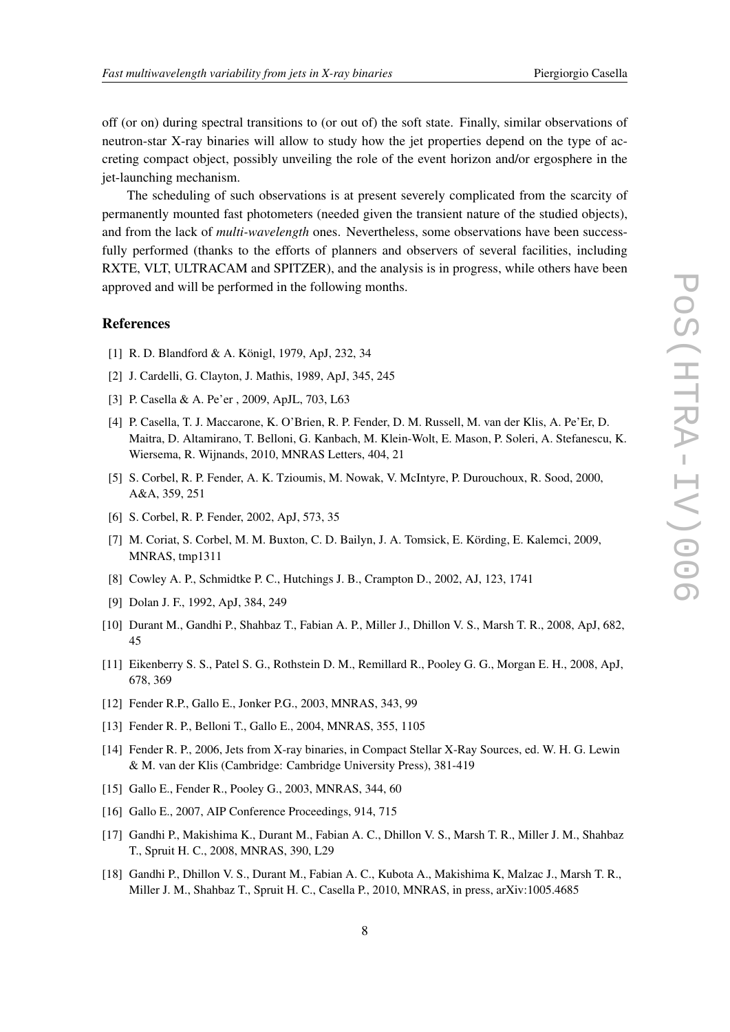off (or on) during spectral transitions to (or out of) the soft state. Finally, similar observations of neutron-star X-ray binaries will allow to study how the jet properties depend on the type of accreting compact object, possibly unveiling the role of the event horizon and/or ergosphere in the jet-launching mechanism.

The scheduling of such observations is at present severely complicated from the scarcity of permanently mounted fast photometers (needed given the transient nature of the studied objects), and from the lack of *multi-wavelength* ones. Nevertheless, some observations have been successfully performed (thanks to the efforts of planners and observers of several facilities, including RXTE, VLT, ULTRACAM and SPITZER), and the analysis is in progress, while others have been approved and will be performed in the following months.

## References

[1] R. D. Blandford & A. Königl, 1979, ApJ, 232, 34

[2] J. Cardelli, G. Clayton, J. Mathis, 1989, ApJ, 345, 245

[3] P. Casella & A. Pe'er , 2009, ApJL, 703, L63

[4] P. Casella, T. J. Maccarone, K. O'Brien, R. P. Fender, D. M. Russell, M. van der Klis, A. Pe'Er, D. Maitra, D. Altamirano, T. Belloni, G. Kanbach, M. Klein-Wolt, E. Mason, P. Soleri, A. Stefanescu, K. Wiersema, R. Wijnands, 2010, MNRAS Letters, 404, 21

[5] S. Corbel, R. P. Fender, A. K. Tzioumis, M. Nowak, V. McIntyre, P. Durouchoux, R. Sood, 2000, A&A, 359, 251

[6] S. Corbel, R. P. Fender, 2002, ApJ, 573, 35

[7] M. Coriat, S. Corbel, M. M. Buxton, C. D. Bailyn, J. A. Tomsick, E. Körding, E. Kalemci, 2009, MNRAS, tmp1311

[8] Cowley A. P., Schmidtke P. C., Hutchings J. B., Crampton D., 2002, AJ, 123, 1741

[9] Dolan J. F., 1992, ApJ, 384, 249

[10] Durant M., Gandhi P., Shahbaz T., Fabian A. P., Miller J., Dhillon V. S., Marsh T. R., 2008, ApJ, 682, 45

[11] Eikenberry S. S., Patel S. G., Rothstein D. M., Remillard R., Pooley G. G., Morgan E. H., 2008, ApJ, 678, 369

[12] Fender R.P., Gallo E., Jonker P.G., 2003, MNRAS, 343, 99

[13] Fender R. P., Belloni T., Gallo E., 2004, MNRAS, 355, 1105

[14] Fender R. P., 2006, Jets from X-ray binaries, in Compact Stellar X-Ray Sources, ed. W. H. G. Lewin & M. van der Klis (Cambridge: Cambridge University Press), 381-419

[15] Gallo E., Fender R., Pooley G., 2003, MNRAS, 344, 60

[16] Gallo E., 2007, AIP Conference Proceedings, 914, 715

[17] Gandhi P., Makishima K., Durant M., Fabian A. C., Dhillon V. S., Marsh T. R., Miller J. M., Shahbaz T., Spruit H. C., 2008, MNRAS, 390, L29

[18] Gandhi P., Dhillon V. S., Durant M., Fabian A. C., Kubota A., Makishima K, Malzac J., Marsh T. R., Miller J. M., Shahbaz T., Spruit H. C., Casella P., 2010, MNRAS, in press, arXiv:1005.4685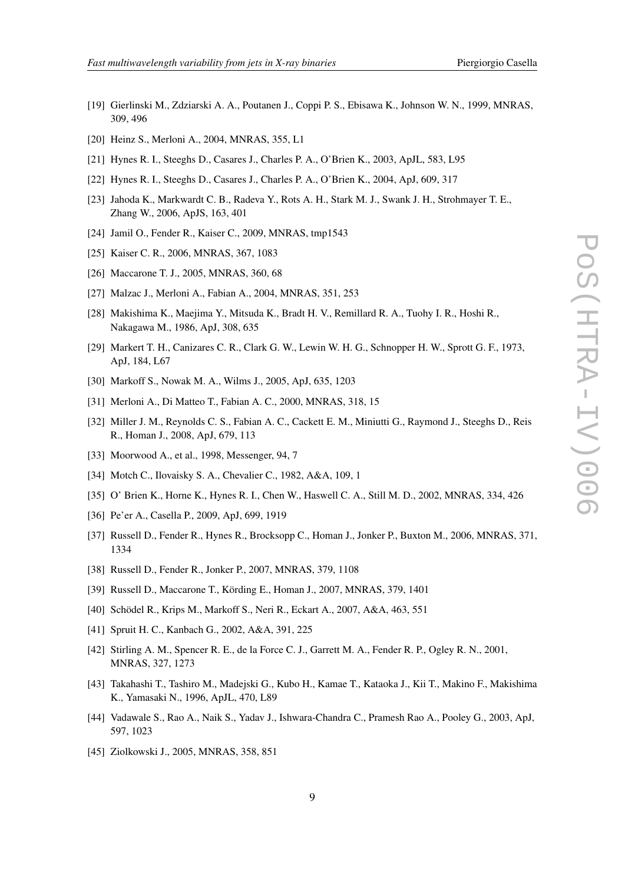[19] Gierlinski M., Zdziarski A. A., Poutanen J., Coppi P. S., Ebisawa K., Johnson W. N., 1999, MNRAS, 309, 496

[20] Heinz S., Merloni A., 2004, MNRAS, 355, L1

[21] Hynes R. I., Steeghs D., Casares J., Charles P. A., O'Brien K., 2003, ApJL, 583, L95

[22] Hynes R. I., Steeghs D., Casares J., Charles P. A., O'Brien K., 2004, ApJ, 609, 317

[23] Jahoda K., Markwardt C. B., Radeva Y., Rots A. H., Stark M. J., Swank J. H., Strohmayer T. E., Zhang W., 2006, ApJS, 163, 401

[24] Jamil O., Fender R., Kaiser C., 2009, MNRAS, tmp1543

[25] Kaiser C. R., 2006, MNRAS, 367, 1083

[26] Maccarone T. J., 2005, MNRAS, 360, 68

[27] Malzac J., Merloni A., Fabian A., 2004, MNRAS, 351, 253

[28] Makishima K., Maejima Y., Mitsuda K., Bradt H. V., Remillard R. A., Tuohy I. R., Hoshi R., Nakagawa M., 1986, ApJ, 308, 635

[29] Markert T. H., Canizares C. R., Clark G. W., Lewin W. H. G., Schnopper H. W., Sprott G. F., 1973, ApJ, 184, L67

[30] Markoff S., Nowak M. A., Wilms J., 2005, ApJ, 635, 1203

[31] Merloni A., Di Matteo T., Fabian A. C., 2000, MNRAS, 318, 15

[32] Miller J. M., Reynolds C. S., Fabian A. C., Cackett E. M., Miniutti G., Raymond J., Steeghs D., Reis R., Homan J., 2008, ApJ, 679, 113

[33] Moorwood A., et al., 1998, Messenger, 94, 7

[34] Motch C., Ilovaisky S. A., Chevalier C., 1982, A&A, 109, 1

[35] O' Brien K., Horne K., Hynes R. I., Chen W., Haswell C. A., Still M. D., 2002, MNRAS, 334, 426

[36] Pe'er A., Casella P., 2009, ApJ, 699, 1919

[37] Russell D., Fender R., Hynes R., Brocksopp C., Homan J., Jonker P., Buxton M., 2006, MNRAS, 371, 1334

[38] Russell D., Fender R., Jonker P., 2007, MNRAS, 379, 1108

[39] Russell D., Maccarone T., Körding E., Homan J., 2007, MNRAS, 379, 1401

[40] Schödel R., Krips M., Markoff S., Neri R., Eckart A., 2007, A&A, 463, 551

[41] Spruit H. C., Kanbach G., 2002, A&A, 391, 225

[42] Stirling A. M., Spencer R. E., de la Force C. J., Garrett M. A., Fender R. P., Ogley R. N., 2001, MNRAS, 327, 1273

[43] Takahashi T., Tashiro M., Madejski G., Kubo H., Kamae T., Kataoka J., Kii T., Makino F., Makishima K., Yamasaki N., 1996, ApJL, 470, L89

[44] Vadawale S., Rao A., Naik S., Yadav J., Ishwara-Chandra C., Pramesh Rao A., Pooley G., 2003, ApJ, 597, 1023

[45] Ziolkowski J., 2005, MNRAS, 358, 851